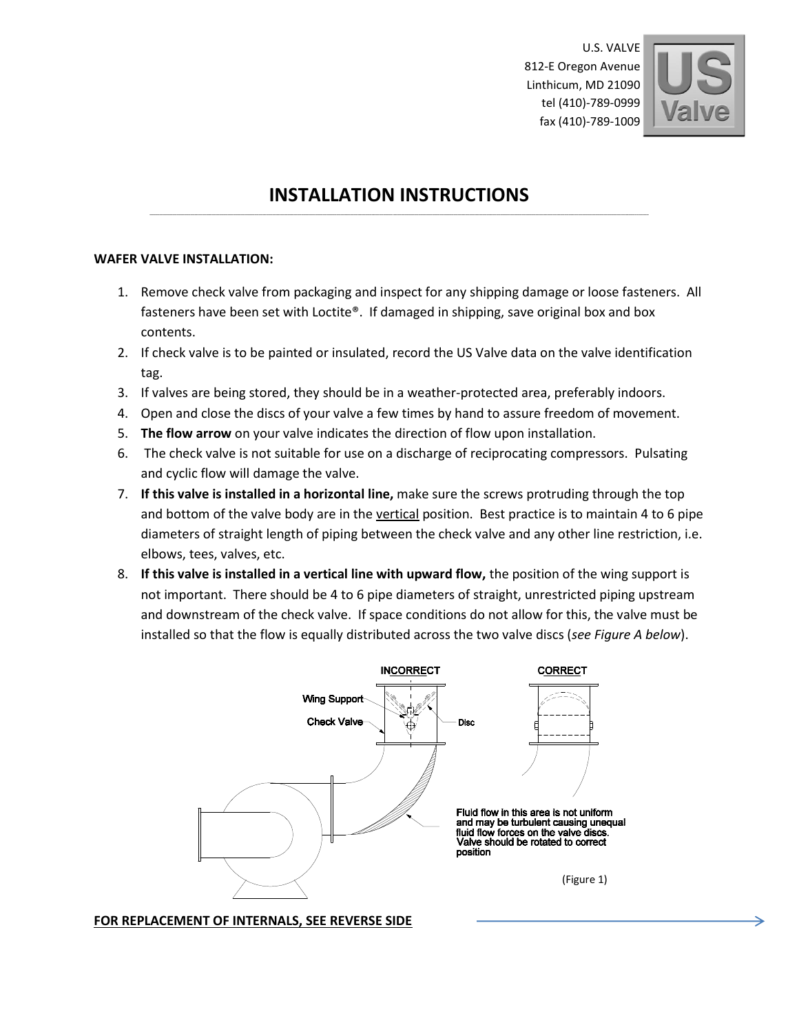U.S. VALVE
812-E Oregon Avenue
Linthicum, MD 21090
tel (410)-789-0999
fax (410)-789-1009

US Valve

# INSTALLATION INSTRUCTIONS

**WAFER VALVE INSTALLATION:**

1. Remove check valve from packaging and inspect for any shipping damage or loose fasteners. All fasteners have been set with Loctite®. If damaged in shipping, save original box and box contents.
2. If check valve is to be painted or insulated, record the US Valve data on the valve identification tag.
3. If valves are being stored, they should be in a weather-protected area, preferably indoors.
4. Open and close the discs of your valve a few times by hand to assure freedom of movement.
5. **The flow arrow** on your valve indicates the direction of flow upon installation.
6. The check valve is not suitable for use on a discharge of reciprocating compressors. Pulsating and cyclic flow will damage the valve.
7. **If this valve is installed in a horizontal line,** make sure the screws protruding through the top and bottom of the valve body are in the vertical position. Best practice is to maintain 4 to 6 pipe diameters of straight length of piping between the check valve and any other line restriction, i.e. elbows, tees, valves, etc.
8. **If this valve is installed in a vertical line with upward flow,** the position of the wing support is not important. There should be 4 to 6 pipe diameters of straight, unrestricted piping upstream and downstream of the check valve. If space conditions do not allow for this, the valve must be installed so that the flow is equally distributed across the two valve discs (*see Figure A below*).

INCORRECT

CORRECT

Wing Support

Check Valve

Disc

Fluid flow in this area is not uniform and may be turbulent causing unequal fluid flow forces on the valve discs. Valve should be rotated to correct position

(Figure 1)

**FOR REPLACEMENT OF INTERNALS, SEE REVERSE SIDE**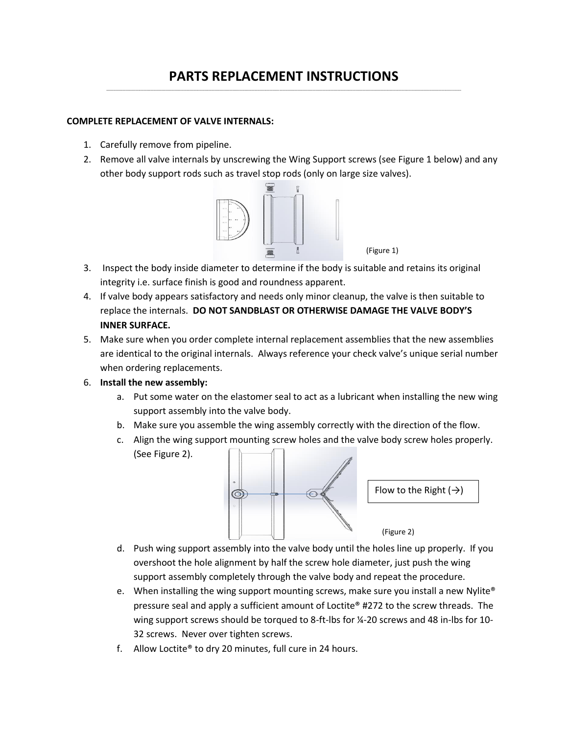# PARTS REPLACEMENT INSTRUCTIONS

**COMPLETE REPLACEMENT OF VALVE INTERNALS:**

1. Carefully remove from pipeline.
2. Remove all valve internals by unscrewing the Wing Support screws (see Figure 1 below) and any other body support rods such as travel stop rods (only on large size valves).

(Figure 1)

3. Inspect the body inside diameter to determine if the body is suitable and retains its original integrity i.e. surface finish is good and roundness apparent.
4. If valve body appears satisfactory and needs only minor cleanup, the valve is then suitable to replace the internals. **DO NOT SANDBLAST OR OTHERWISE DAMAGE THE VALVE BODY'S INNER SURFACE.**
5. Make sure when you order complete internal replacement assemblies that the new assemblies are identical to the original internals. Always reference your check valve's unique serial number when ordering replacements.
6. **Install the new assembly:**
   a. Put some water on the elastomer seal to act as a lubricant when installing the new wing support assembly into the valve body.
   b. Make sure you assemble the wing assembly correctly with the direction of the flow.
   c. Align the wing support mounting screw holes and the valve body screw holes properly. (See Figure 2).

      Flow to the Right (→)

      (Figure 2)

   d. Push wing support assembly into the valve body until the holes line up properly. If you overshoot the hole alignment by half the screw hole diameter, just push the wing support assembly completely through the valve body and repeat the procedure.
   e. When installing the wing support mounting screws, make sure you install a new Nylite® pressure seal and apply a sufficient amount of Loctite® #272 to the screw threads. The wing support screws should be torqued to 8-ft-lbs for ¼-20 screws and 48 in-lbs for 10-32 screws. Never over tighten screws.
   f. Allow Loctite® to dry 20 minutes, full cure in 24 hours.